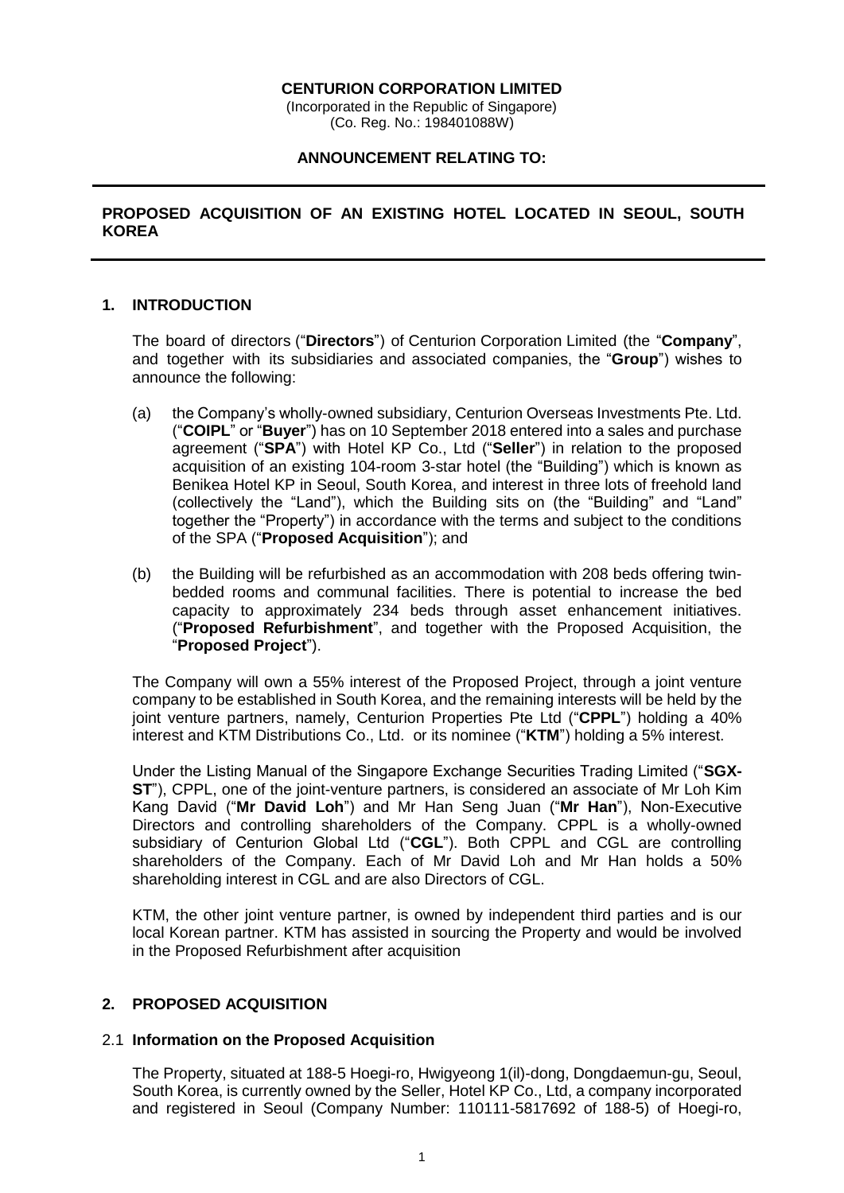**CENTURION CORPORATION LIMITED**

(Incorporated in the Republic of Singapore)
(Co. Reg. No.: 198401088W)

**ANNOUNCEMENT RELATING TO:**

---

**PROPOSED ACQUISITION OF AN EXISTING HOTEL LOCATED IN SEOUL, SOUTH KOREA**

---

## 1. INTRODUCTION

The board of directors ("**Directors**") of Centurion Corporation Limited (the "**Company**", and together with its subsidiaries and associated companies, the "**Group**") wishes to announce the following:

(a) the Company's wholly-owned subsidiary, Centurion Overseas Investments Pte. Ltd. ("**COIPL**" or "**Buyer**") has on 10 September 2018 entered into a sales and purchase agreement ("**SPA**") with Hotel KP Co., Ltd ("**Seller**") in relation to the proposed acquisition of an existing 104-room 3-star hotel (the "Building") which is known as Benikea Hotel KP in Seoul, South Korea, and interest in three lots of freehold land (collectively the "Land"), which the Building sits on (the "Building" and "Land" together the "Property") in accordance with the terms and subject to the conditions of the SPA ("**Proposed Acquisition**"); and

(b) the Building will be refurbished as an accommodation with 208 beds offering twin-bedded rooms and communal facilities. There is potential to increase the bed capacity to approximately 234 beds through asset enhancement initiatives. ("**Proposed Refurbishment**", and together with the Proposed Acquisition, the "**Proposed Project**").

The Company will own a 55% interest of the Proposed Project, through a joint venture company to be established in South Korea, and the remaining interests will be held by the joint venture partners, namely, Centurion Properties Pte Ltd ("**CPPL**") holding a 40% interest and KTM Distributions Co., Ltd. or its nominee ("**KTM**") holding a 5% interest.

Under the Listing Manual of the Singapore Exchange Securities Trading Limited ("**SGX-ST**"), CPPL, one of the joint-venture partners, is considered an associate of Mr Loh Kim Kang David ("**Mr David Loh**") and Mr Han Seng Juan ("**Mr Han**"), Non-Executive Directors and controlling shareholders of the Company. CPPL is a wholly-owned subsidiary of Centurion Global Ltd ("**CGL**"). Both CPPL and CGL are controlling shareholders of the Company. Each of Mr David Loh and Mr Han holds a 50% shareholding interest in CGL and are also Directors of CGL.

KTM, the other joint venture partner, is owned by independent third parties and is our local Korean partner. KTM has assisted in sourcing the Property and would be involved in the Proposed Refurbishment after acquisition

## 2. PROPOSED ACQUISITION

### 2.1 Information on the Proposed Acquisition

The Property, situated at 188-5 Hoegi-ro, Hwigyeong 1(il)-dong, Dongdaemun-gu, Seoul, South Korea, is currently owned by the Seller, Hotel KP Co., Ltd, a company incorporated and registered in Seoul (Company Number: 110111-5817692 of 188-5) of Hoegi-ro,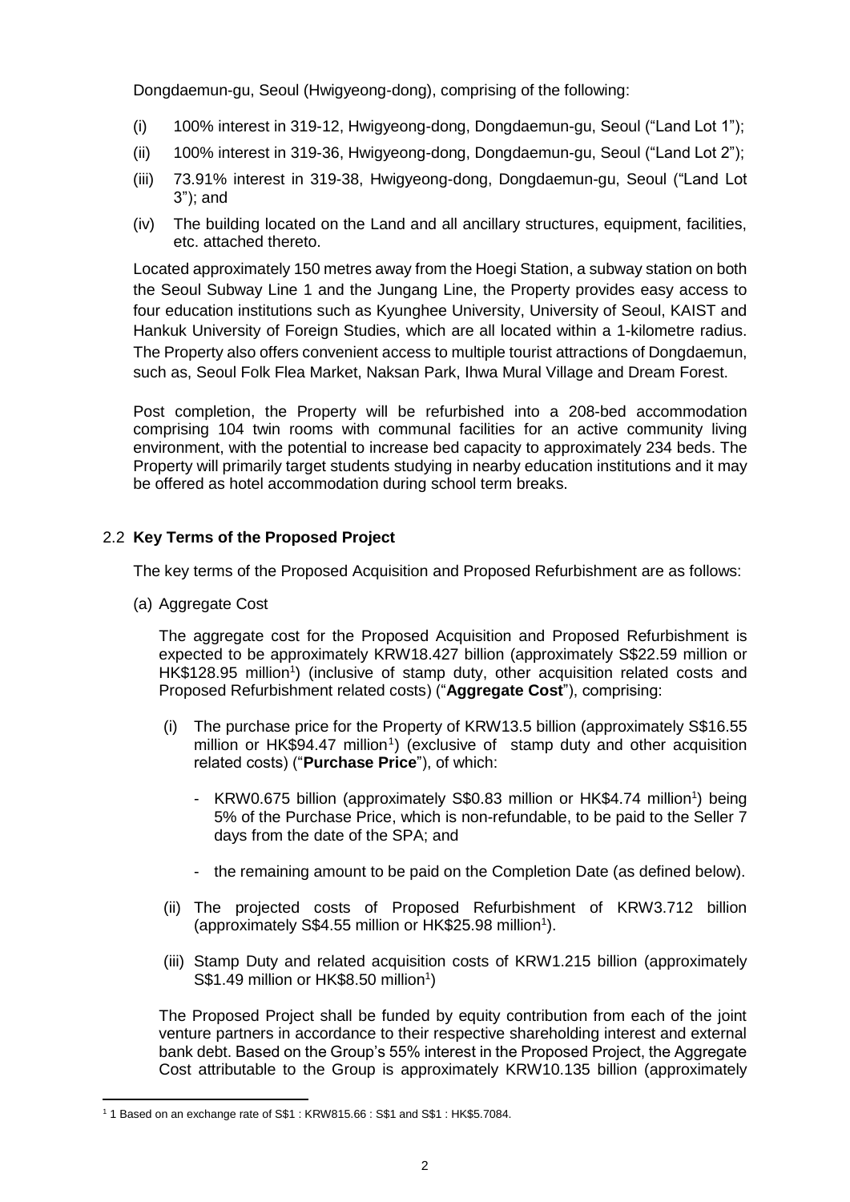Dongdaemun-gu, Seoul (Hwigyeong-dong), comprising of the following:

(i) 100% interest in 319-12, Hwigyeong-dong, Dongdaemun-gu, Seoul ("Land Lot 1");

(ii) 100% interest in 319-36, Hwigyeong-dong, Dongdaemun-gu, Seoul ("Land Lot 2");

(iii) 73.91% interest in 319-38, Hwigyeong-dong, Dongdaemun-gu, Seoul ("Land Lot 3"); and

(iv) The building located on the Land and all ancillary structures, equipment, facilities, etc. attached thereto.

Located approximately 150 metres away from the Hoegi Station, a subway station on both the Seoul Subway Line 1 and the Jungang Line, the Property provides easy access to four education institutions such as Kyunghee University, University of Seoul, KAIST and Hankuk University of Foreign Studies, which are all located within a 1-kilometre radius. The Property also offers convenient access to multiple tourist attractions of Dongdaemun, such as, Seoul Folk Flea Market, Naksan Park, Ihwa Mural Village and Dream Forest.

Post completion, the Property will be refurbished into a 208-bed accommodation comprising 104 twin rooms with communal facilities for an active community living environment, with the potential to increase bed capacity to approximately 234 beds. The Property will primarily target students studying in nearby education institutions and it may be offered as hotel accommodation during school term breaks.

## 2.2 Key Terms of the Proposed Project

The key terms of the Proposed Acquisition and Proposed Refurbishment are as follows:

(a) Aggregate Cost

The aggregate cost for the Proposed Acquisition and Proposed Refurbishment is expected to be approximately KRW18.427 billion (approximately S$22.59 million or HK$128.95 million[1]) (inclusive of stamp duty, other acquisition related costs and Proposed Refurbishment related costs) ("**Aggregate Cost**"), comprising:

(i) The purchase price for the Property of KRW13.5 billion (approximately S$16.55 million or HK$94.47 million[1]) (exclusive of stamp duty and other acquisition related costs) ("**Purchase Price**"), of which:

- KRW0.675 billion (approximately S$0.83 million or HK$4.74 million[1]) being 5% of the Purchase Price, which is non-refundable, to be paid to the Seller 7 days from the date of the SPA; and

- the remaining amount to be paid on the Completion Date (as defined below).

(ii) The projected costs of Proposed Refurbishment of KRW3.712 billion (approximately S$4.55 million or HK$25.98 million[1]).

(iii) Stamp Duty and related acquisition costs of KRW1.215 billion (approximately S$1.49 million or HK$8.50 million[1])

The Proposed Project shall be funded by equity contribution from each of the joint venture partners in accordance to their respective shareholding interest and external bank debt. Based on the Group's 55% interest in the Proposed Project, the Aggregate Cost attributable to the Group is approximately KRW10.135 billion (approximately

---

[1] 1 Based on an exchange rate of S$1 : KRW815.66 : S$1 and S$1 : HK$5.7084.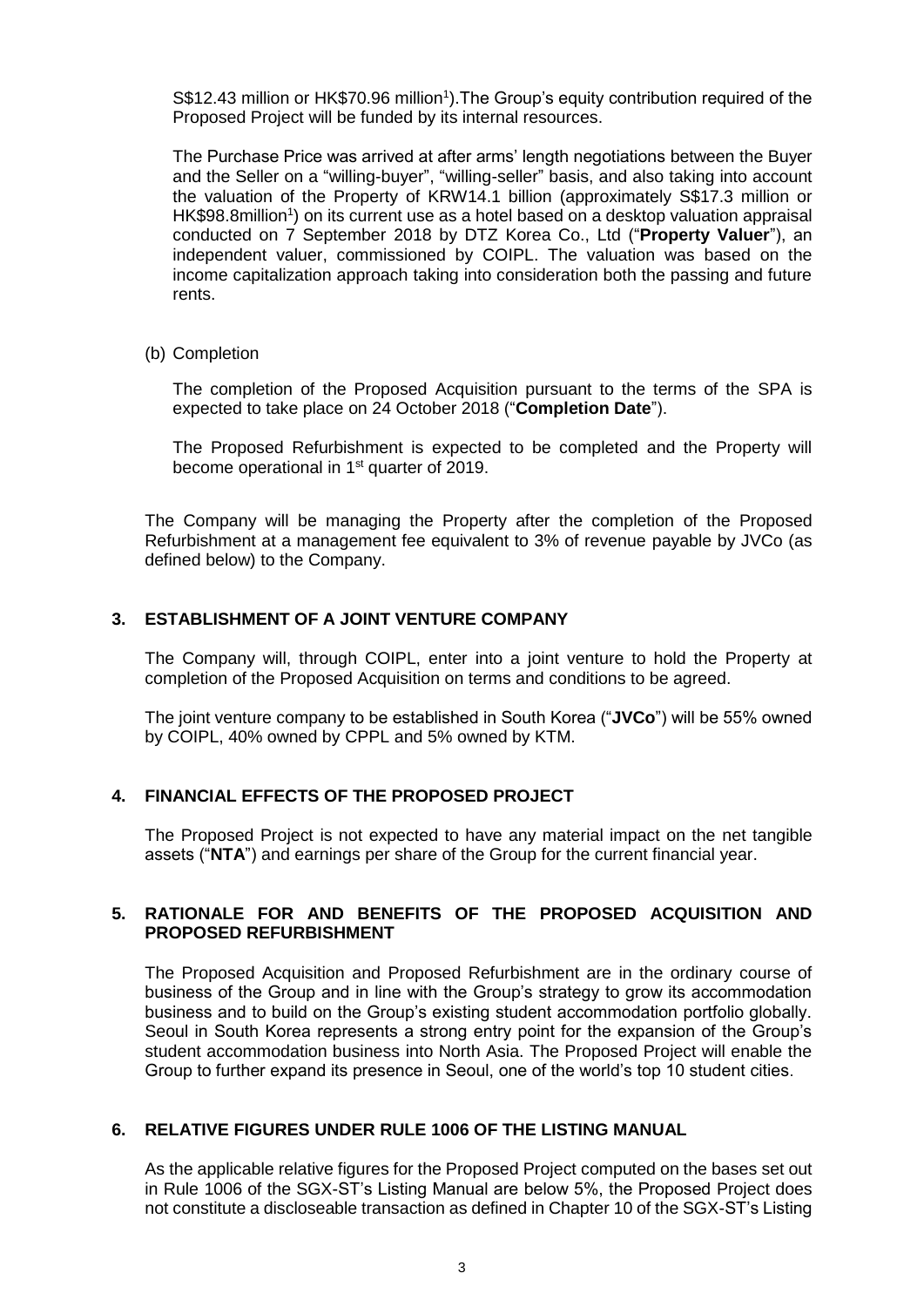S$12.43 million or HK$70.96 million[1]).The Group's equity contribution required of the Proposed Project will be funded by its internal resources.

The Purchase Price was arrived at after arms' length negotiations between the Buyer and the Seller on a "willing-buyer", "willing-seller" basis, and also taking into account the valuation of the Property of KRW14.1 billion (approximately S$17.3 million or HK$98.8million[1]) on its current use as a hotel based on a desktop valuation appraisal conducted on 7 September 2018 by DTZ Korea Co., Ltd ("**Property Valuer**"), an independent valuer, commissioned by COIPL. The valuation was based on the income capitalization approach taking into consideration both the passing and future rents.

(b) Completion

The completion of the Proposed Acquisition pursuant to the terms of the SPA is expected to take place on 24 October 2018 ("**Completion Date**").

The Proposed Refurbishment is expected to be completed and the Property will become operational in 1st quarter of 2019.

The Company will be managing the Property after the completion of the Proposed Refurbishment at a management fee equivalent to 3% of revenue payable by JVCo (as defined below) to the Company.

## 3. ESTABLISHMENT OF A JOINT VENTURE COMPANY

The Company will, through COIPL, enter into a joint venture to hold the Property at completion of the Proposed Acquisition on terms and conditions to be agreed.

The joint venture company to be established in South Korea ("**JVCo**") will be 55% owned by COIPL, 40% owned by CPPL and 5% owned by KTM.

## 4. FINANCIAL EFFECTS OF THE PROPOSED PROJECT

The Proposed Project is not expected to have any material impact on the net tangible assets ("**NTA**") and earnings per share of the Group for the current financial year.

## 5. RATIONALE FOR AND BENEFITS OF THE PROPOSED ACQUISITION AND PROPOSED REFURBISHMENT

The Proposed Acquisition and Proposed Refurbishment are in the ordinary course of business of the Group and in line with the Group's strategy to grow its accommodation business and to build on the Group's existing student accommodation portfolio globally. Seoul in South Korea represents a strong entry point for the expansion of the Group's student accommodation business into North Asia. The Proposed Project will enable the Group to further expand its presence in Seoul, one of the world's top 10 student cities.

## 6. RELATIVE FIGURES UNDER RULE 1006 OF THE LISTING MANUAL

As the applicable relative figures for the Proposed Project computed on the bases set out in Rule 1006 of the SGX-ST's Listing Manual are below 5%, the Proposed Project does not constitute a discloseable transaction as defined in Chapter 10 of the SGX-ST's Listing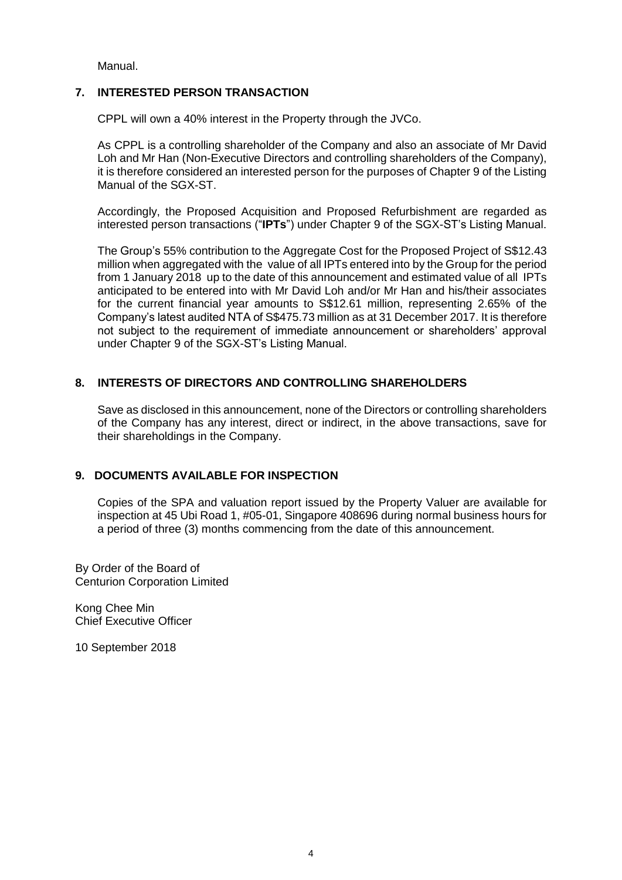Manual.

## 7. INTERESTED PERSON TRANSACTION

CPPL will own a 40% interest in the Property through the JVCo.

As CPPL is a controlling shareholder of the Company and also an associate of Mr David Loh and Mr Han (Non-Executive Directors and controlling shareholders of the Company), it is therefore considered an interested person for the purposes of Chapter 9 of the Listing Manual of the SGX-ST.

Accordingly, the Proposed Acquisition and Proposed Refurbishment are regarded as interested person transactions ("**IPTs**") under Chapter 9 of the SGX-ST's Listing Manual.

The Group's 55% contribution to the Aggregate Cost for the Proposed Project of S$12.43 million when aggregated with the value of all IPTs entered into by the Group for the period from 1 January 2018 up to the date of this announcement and estimated value of all IPTs anticipated to be entered into with Mr David Loh and/or Mr Han and his/their associates for the current financial year amounts to S$12.61 million, representing 2.65% of the Company's latest audited NTA of S$475.73 million as at 31 December 2017. It is therefore not subject to the requirement of immediate announcement or shareholders' approval under Chapter 9 of the SGX-ST's Listing Manual.

## 8. INTERESTS OF DIRECTORS AND CONTROLLING SHAREHOLDERS

Save as disclosed in this announcement, none of the Directors or controlling shareholders of the Company has any interest, direct or indirect, in the above transactions, save for their shareholdings in the Company.

## 9. DOCUMENTS AVAILABLE FOR INSPECTION

Copies of the SPA and valuation report issued by the Property Valuer are available for inspection at 45 Ubi Road 1, #05-01, Singapore 408696 during normal business hours for a period of three (3) months commencing from the date of this announcement.

By Order of the Board of
Centurion Corporation Limited

Kong Chee Min
Chief Executive Officer

10 September 2018